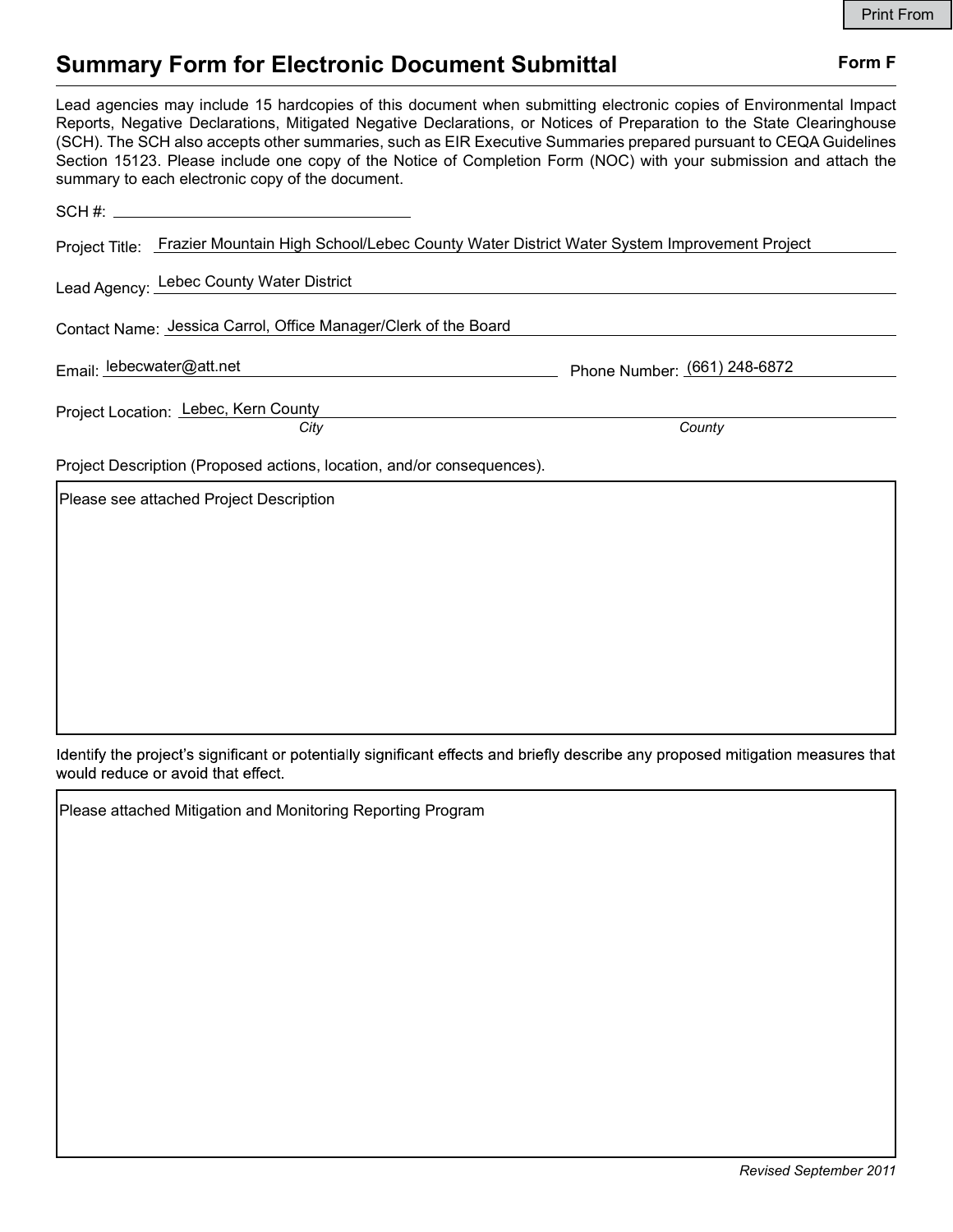Print From

# Summary Form for Electronic Document Submittal

**Form F**

Lead agencies may include 15 hardcopies of this document when submitting electronic copies of Environmental Impact Reports, Negative Declarations, Mitigated Negative Declarations, or Notices of Preparation to the State Clearinghouse (SCH). The SCH also accepts other summaries, such as EIR Executive Summaries prepared pursuant to CEQA Guidelines Section 15123. Please include one copy of the Notice of Completion Form (NOC) with your submission and attach the summary to each electronic copy of the document.

SCH #: ______________________

Project Title: Frazier Mountain High School/Lebec County Water District Water System Improvement Project

Lead Agency: Lebec County Water District

Contact Name: Jessica Carrol, Office Manager/Clerk of the Board

Email: lebecwater@att.net

Phone Number: (661) 248-6872

Project Location: Lebec, Kern County

*City* *County*

Project Description (Proposed actions, location, and/or consequences).

Please see attached Project Description

Identify the project's significant or potentially significant effects and briefly describe any proposed mitigation measures that would reduce or avoid that effect.

Please attached Mitigation and Monitoring Reporting Program

*Revised September 2011*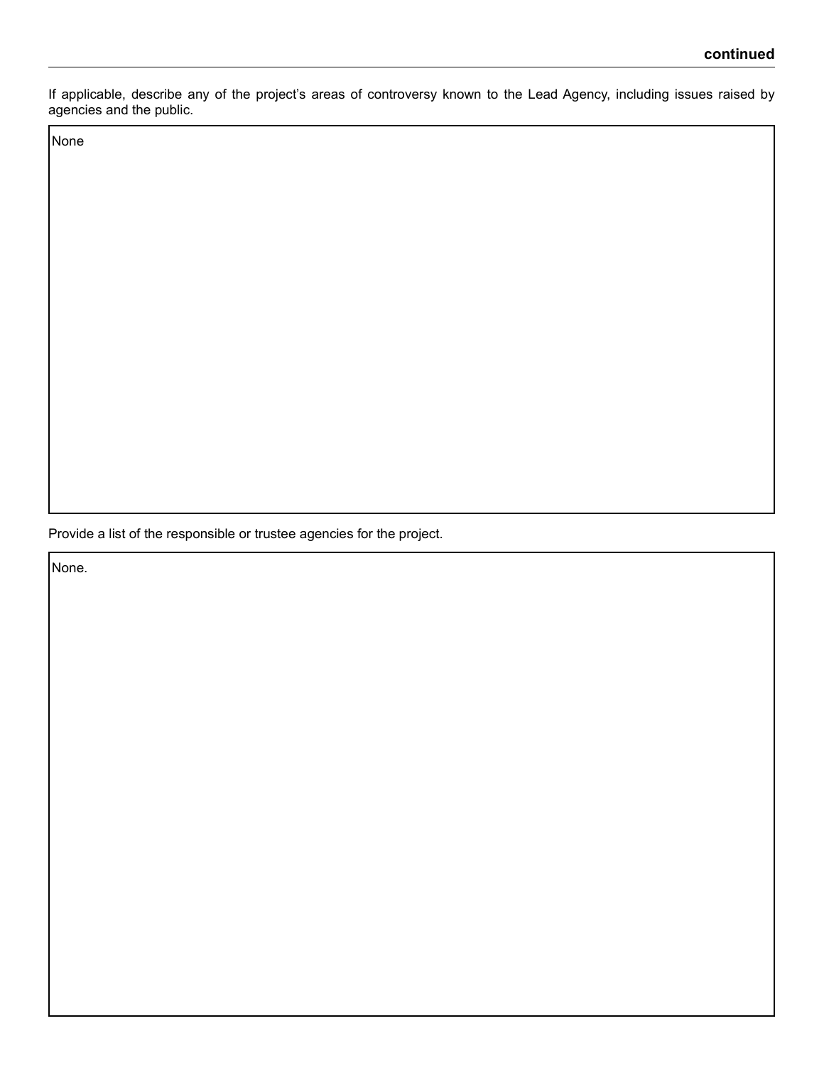**continued**

If applicable, describe any of the project's areas of controversy known to the Lead Agency, including issues raised by agencies and the public.

| None |
| --- |

Provide a list of the responsible or trustee agencies for the project.

| None. |
| --- |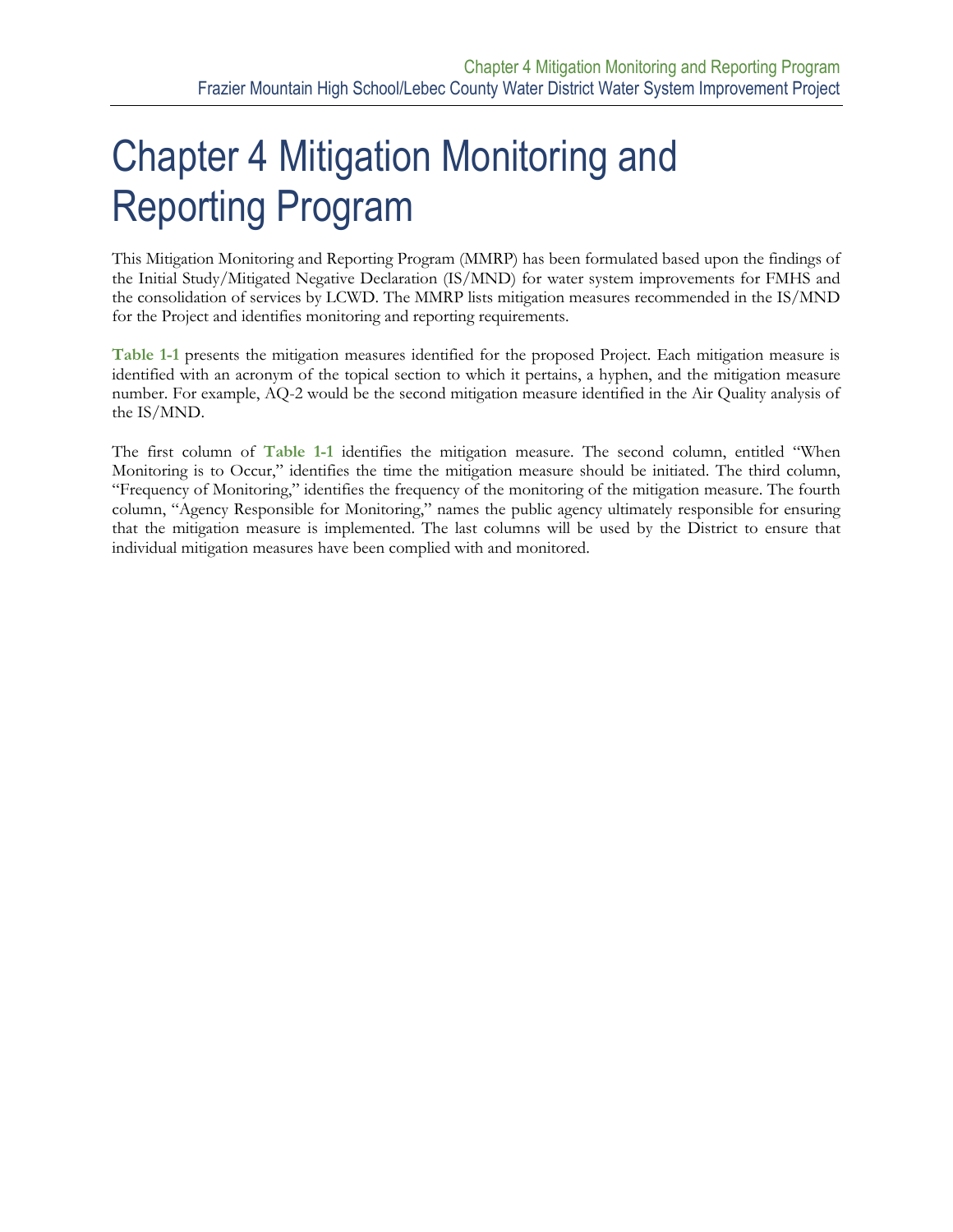# Chapter 4 Mitigation Monitoring and Reporting Program

This Mitigation Monitoring and Reporting Program (MMRP) has been formulated based upon the findings of the Initial Study/Mitigated Negative Declaration (IS/MND) for water system improvements for FMHS and the consolidation of services by LCWD. The MMRP lists mitigation measures recommended in the IS/MND for the Project and identifies monitoring and reporting requirements.

**Table 1-1** presents the mitigation measures identified for the proposed Project. Each mitigation measure is identified with an acronym of the topical section to which it pertains, a hyphen, and the mitigation measure number. For example, AQ-2 would be the second mitigation measure identified in the Air Quality analysis of the IS/MND.

The first column of **Table 1-1** identifies the mitigation measure. The second column, entitled "When Monitoring is to Occur," identifies the time the mitigation measure should be initiated. The third column, "Frequency of Monitoring," identifies the frequency of the monitoring of the mitigation measure. The fourth column, "Agency Responsible for Monitoring," names the public agency ultimately responsible for ensuring that the mitigation measure is implemented. The last columns will be used by the District to ensure that individual mitigation measures have been complied with and monitored.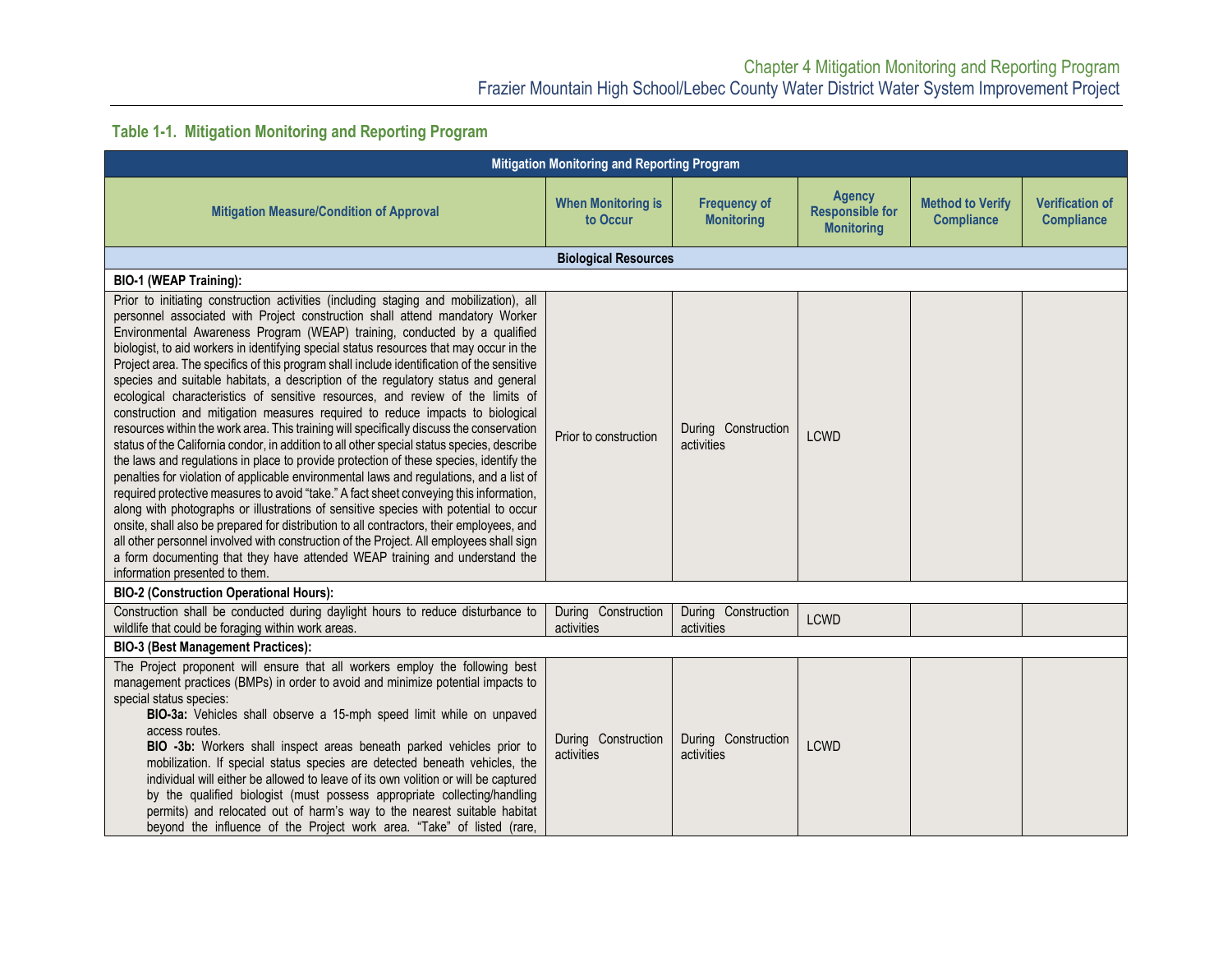### Table 1-1. Mitigation Monitoring and Reporting Program

| Mitigation Measure/Condition of Approval | When Monitoring is to Occur | Frequency of Monitoring | Agency Responsible for Monitoring | Method to Verify Compliance | Verification of Compliance |
|---|---|---|---|---|---|
| **Biological Resources** | | | | | |
| **BIO-1 (WEAP Training):** | | | | | |
| Prior to initiating construction activities (including staging and mobilization), all personnel associated with Project construction shall attend mandatory Worker Environmental Awareness Program (WEAP) training, conducted by a qualified biologist, to aid workers in identifying special status resources that may occur in the Project area. The specifics of this program shall include identification of the sensitive species and suitable habitats, a description of the regulatory status and general ecological characteristics of sensitive resources, and review of the limits of construction and mitigation measures required to reduce impacts to biological resources within the work area. This training will specifically discuss the conservation status of the California condor, in addition to all other special status species, describe the laws and regulations in place to provide protection of these species, identify the penalties for violation of applicable environmental laws and regulations, and a list of required protective measures to avoid "take." A fact sheet conveying this information, along with photographs or illustrations of sensitive species with potential to occur onsite, shall also be prepared for distribution to all contractors, their employees, and all other personnel involved with construction of the Project. All employees shall sign a form documenting that they have attended WEAP training and understand the information presented to them. | Prior to construction | During Construction activities | LCWD | | |
| **BIO-2 (Construction Operational Hours):** | | | | | |
| Construction shall be conducted during daylight hours to reduce disturbance to wildlife that could be foraging within work areas. | During Construction activities | During Construction activities | LCWD | | |
| **BIO-3 (Best Management Practices):** | | | | | |
| The Project proponent will ensure that all workers employ the following best management practices (BMPs) in order to avoid and minimize potential impacts to special status species:<br>**BIO-3a:** Vehicles shall observe a 15-mph speed limit while on unpaved access routes.<br>**BIO -3b:** Workers shall inspect areas beneath parked vehicles prior to mobilization. If special status species are detected beneath vehicles, the individual will either be allowed to leave of its own volition or will be captured by the qualified biologist (must possess appropriate collecting/handling permits) and relocated out of harm's way to the nearest suitable habitat beyond the influence of the Project work area. "Take" of listed (rare, | During Construction activities | During Construction activities | LCWD | | |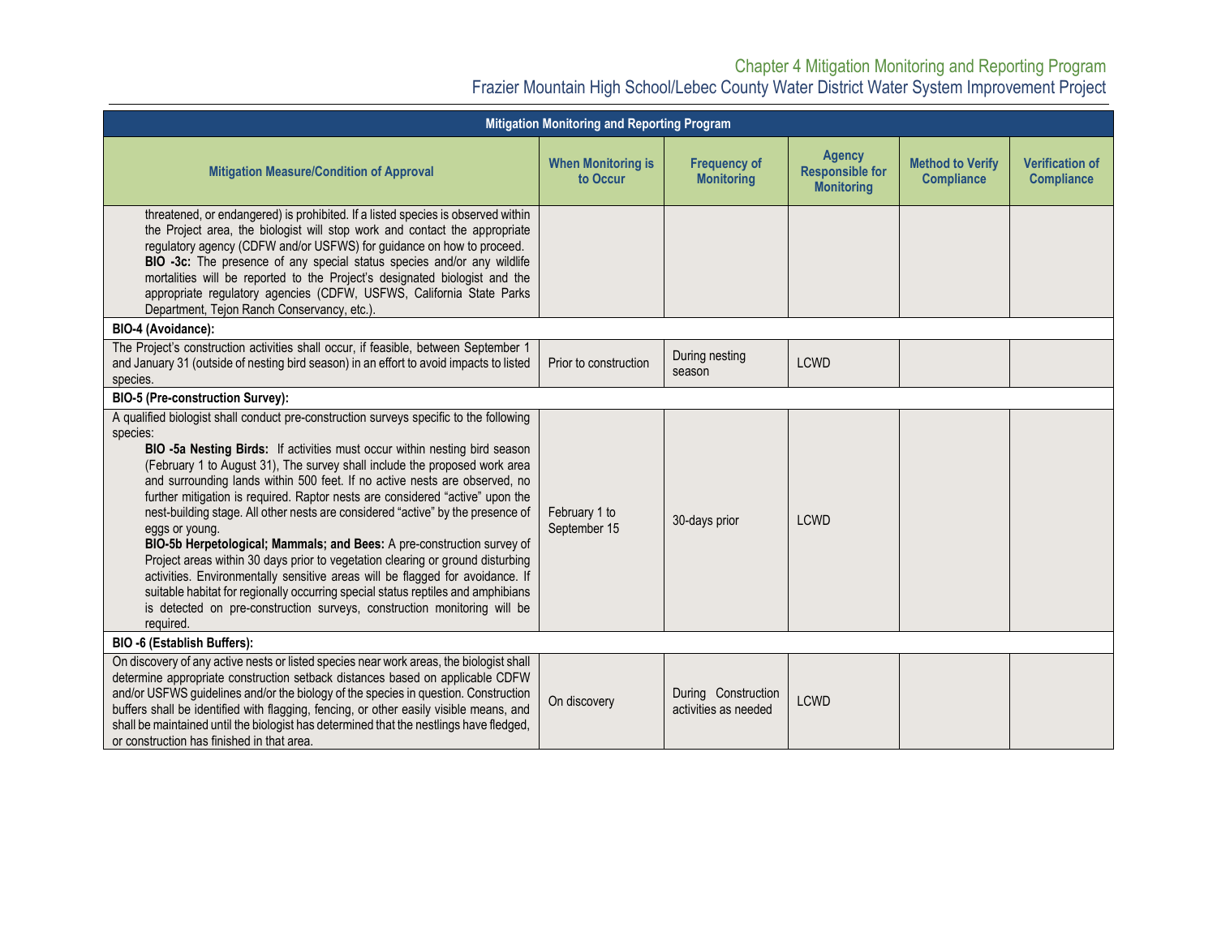| Mitigation Measure/Condition of Approval | When Monitoring is to Occur | Frequency of Monitoring | Agency Responsible for Monitoring | Method to Verify Compliance | Verification of Compliance |
|---|---|---|---|---|---|
| threatened, or endangered) is prohibited. If a listed species is observed within the Project area, the biologist will stop work and contact the appropriate regulatory agency (CDFW and/or USFWS) for guidance on how to proceed. **BIO -3c:** The presence of any special status species and/or any wildlife mortalities will be reported to the Project's designated biologist and the appropriate regulatory agencies (CDFW, USFWS, California State Parks Department, Tejon Ranch Conservancy, etc.). | | | | | |
| **BIO-4 (Avoidance):** | | | | | |
| The Project's construction activities shall occur, if feasible, between September 1 and January 31 (outside of nesting bird season) in an effort to avoid impacts to listed species. | Prior to construction | During nesting season | LCWD | | |
| **BIO-5 (Pre-construction Survey):** | | | | | |
| A qualified biologist shall conduct pre-construction surveys specific to the following species: **BIO -5a Nesting Birds:** If activities must occur within nesting bird season (February 1 to August 31), The survey shall include the proposed work area and surrounding lands within 500 feet. If no active nests are observed, no further mitigation is required. Raptor nests are considered "active" upon the nest-building stage. All other nests are considered "active" by the presence of eggs or young. **BIO-5b Herpetological; Mammals; and Bees:** A pre-construction survey of Project areas within 30 days prior to vegetation clearing or ground disturbing activities. Environmentally sensitive areas will be flagged for avoidance. If suitable habitat for regionally occurring special status reptiles and amphibians is detected on pre-construction surveys, construction monitoring will be required. | February 1 to September 15 | 30-days prior | LCWD | | |
| **BIO -6 (Establish Buffers):** | | | | | |
| On discovery of any active nests or listed species near work areas, the biologist shall determine appropriate construction setback distances based on applicable CDFW and/or USFWS guidelines and/or the biology of the species in question. Construction buffers shall be identified with flagging, fencing, or other easily visible means, and shall be maintained until the biologist has determined that the nestlings have fledged, or construction has finished in that area. | On discovery | During Construction activities as needed | LCWD | | |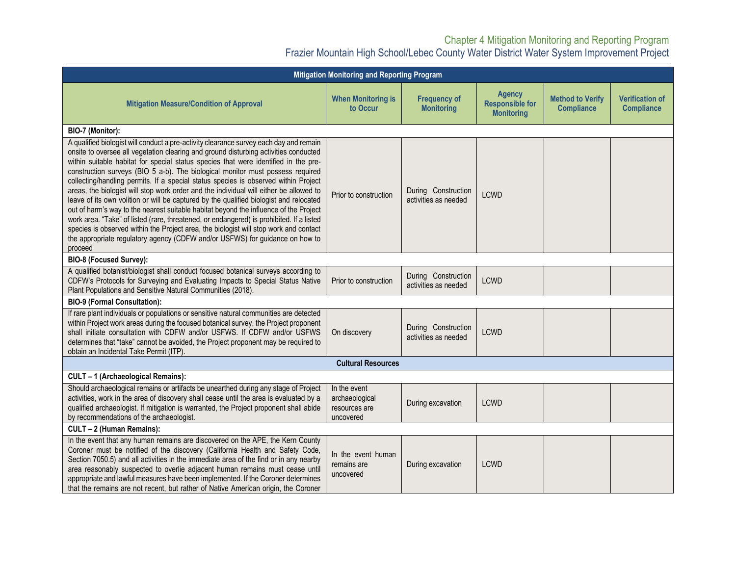| Mitigation Monitoring and Reporting Program | | | | | |
|---|---|---|---|---|---|
| **Mitigation Measure/Condition of Approval** | **When Monitoring is to Occur** | **Frequency of Monitoring** | **Agency Responsible for Monitoring** | **Method to Verify Compliance** | **Verification of Compliance** |
| **BIO-7 (Monitor):** | | | | | |
| A qualified biologist will conduct a pre-activity clearance survey each day and remain onsite to oversee all vegetation clearing and ground disturbing activities conducted within suitable habitat for special status species that were identified in the pre-construction surveys (BIO 5 a-b). The biological monitor must possess required collecting/handling permits. If a special status species is observed within Project areas, the biologist will stop work order and the individual will either be allowed to leave of its own volition or will be captured by the qualified biologist and relocated out of harm's way to the nearest suitable habitat beyond the influence of the Project work area. "Take" of listed (rare, threatened, or endangered) is prohibited. If a listed species is observed within the Project area, the biologist will stop work and contact the appropriate regulatory agency (CDFW and/or USFWS) for guidance on how to proceed | Prior to construction | During Construction activities as needed | LCWD | | |
| **BIO-8 (Focused Survey):** | | | | | |
| A qualified botanist/biologist shall conduct focused botanical surveys according to CDFW's Protocols for Surveying and Evaluating Impacts to Special Status Native Plant Populations and Sensitive Natural Communities (2018). | Prior to construction | During Construction activities as needed | LCWD | | |
| **BIO-9 (Formal Consultation):** | | | | | |
| If rare plant individuals or populations or sensitive natural communities are detected within Project work areas during the focused botanical survey, the Project proponent shall initiate consultation with CDFW and/or USFWS. If CDFW and/or USFWS determines that "take" cannot be avoided, the Project proponent may be required to obtain an Incidental Take Permit (ITP). | On discovery | During Construction activities as needed | LCWD | | |
| **Cultural Resources** | | | | | |
| **CULT – 1 (Archaeological Remains):** | | | | | |
| Should archaeological remains or artifacts be unearthed during any stage of Project activities, work in the area of discovery shall cease until the area is evaluated by a qualified archaeologist. If mitigation is warranted, the Project proponent shall abide by recommendations of the archaeologist. | In the event archaeological resources are uncovered | During excavation | LCWD | | |
| **CULT – 2 (Human Remains):** | | | | | |
| In the event that any human remains are discovered on the APE, the Kern County Coroner must be notified of the discovery (California Health and Safety Code, Section 7050.5) and all activities in the immediate area of the find or in any nearby area reasonably suspected to overlie adjacent human remains must cease until appropriate and lawful measures have been implemented. If the Coroner determines that the remains are not recent, but rather of Native American origin, the Coroner | In the event human remains are uncovered | During excavation | LCWD | | |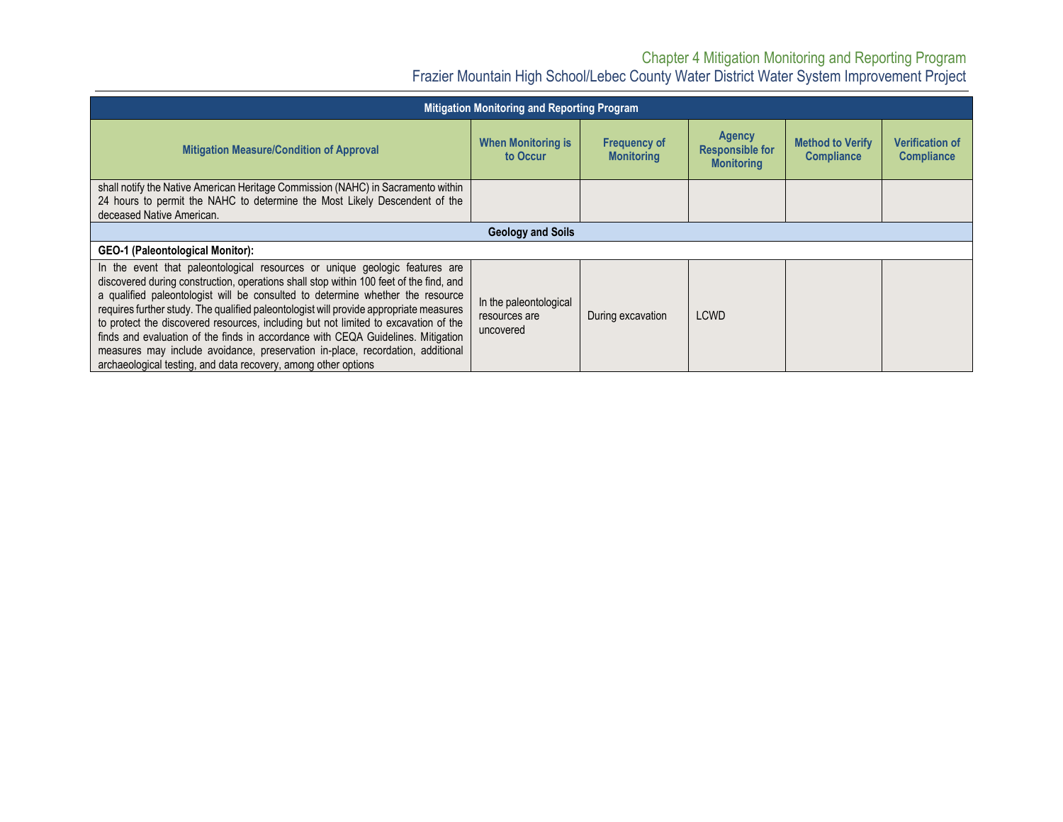| Mitigation Monitoring and Reporting Program | | | | | |
|---|---|---|---|---|---|
| **Mitigation Measure/Condition of Approval** | **When Monitoring is to Occur** | **Frequency of Monitoring** | **Agency Responsible for Monitoring** | **Method to Verify Compliance** | **Verification of Compliance** |
| shall notify the Native American Heritage Commission (NAHC) in Sacramento within 24 hours to permit the NAHC to determine the Most Likely Descendent of the deceased Native American. | | | | | |
| **Geology and Soils** | | | | | |
| **GEO-1 (Paleontological Monitor):** | | | | | |
| In the event that paleontological resources or unique geologic features are discovered during construction, operations shall stop within 100 feet of the find, and a qualified paleontologist will be consulted to determine whether the resource requires further study. The qualified paleontologist will provide appropriate measures to protect the discovered resources, including but not limited to excavation of the finds and evaluation of the finds in accordance with CEQA Guidelines. Mitigation measures may include avoidance, preservation in-place, recordation, additional archaeological testing, and data recovery, among other options | In the paleontological resources are uncovered | During excavation | LCWD | | |